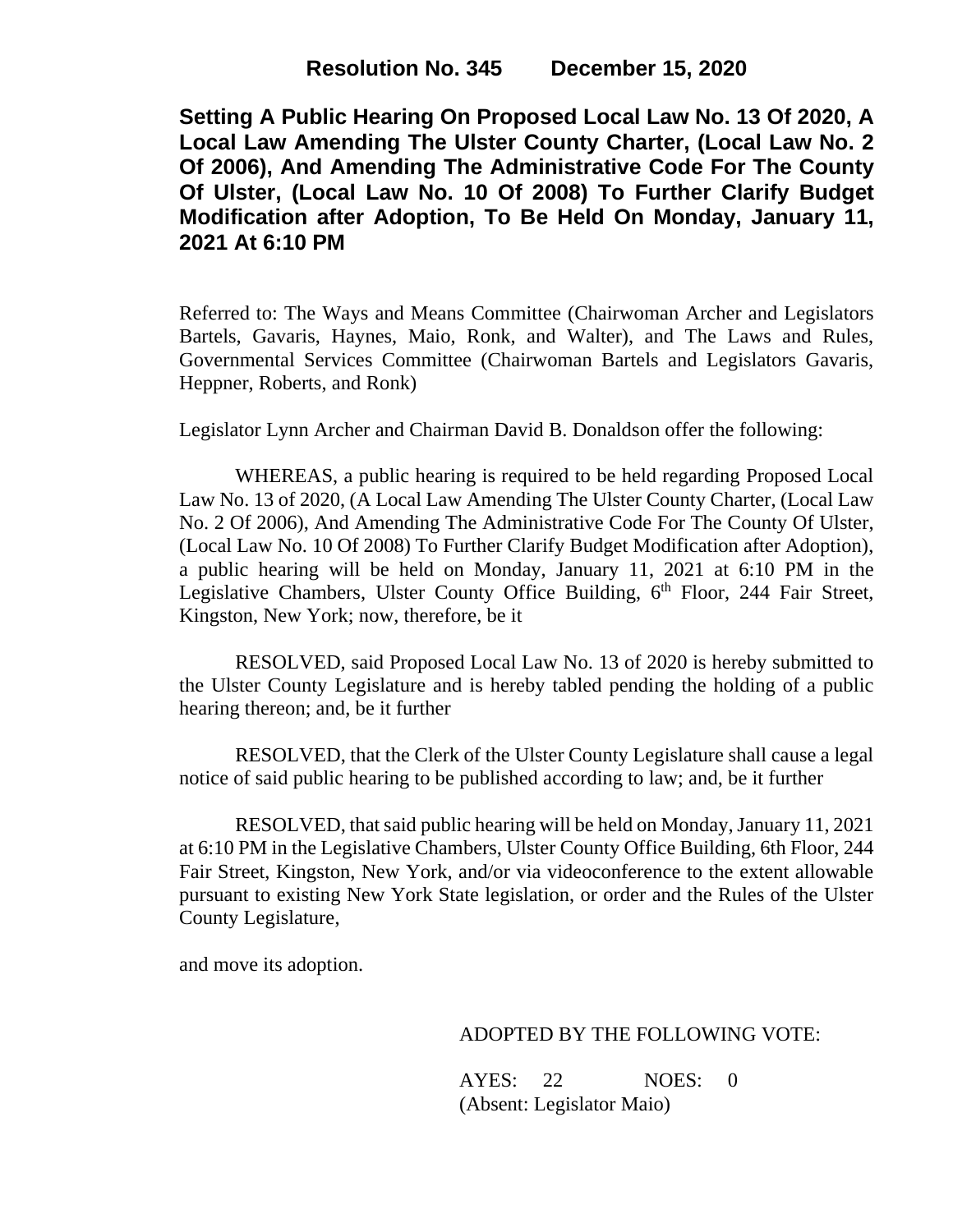**Resolution No. 345 December 15, 2020**

# Setting A Public Hearing On Proposed Local Law No. 13 Of 2020, A Local Law Amending The Ulster County Charter, (Local Law No. 2 Of 2006), And Amending The Administrative Code For The County Of Ulster, (Local Law No. 10 Of 2008) To Further Clarify Budget Modification after Adoption, To Be Held On Monday, January 11, 2021 At 6:10 PM

Referred to: The Ways and Means Committee (Chairwoman Archer and Legislators Bartels, Gavaris, Haynes, Maio, Ronk, and Walter), and The Laws and Rules, Governmental Services Committee (Chairwoman Bartels and Legislators Gavaris, Heppner, Roberts, and Ronk)

Legislator Lynn Archer and Chairman David B. Donaldson offer the following:

WHEREAS, a public hearing is required to be held regarding Proposed Local Law No. 13 of 2020, (A Local Law Amending The Ulster County Charter, (Local Law No. 2 Of 2006), And Amending The Administrative Code For The County Of Ulster, (Local Law No. 10 Of 2008) To Further Clarify Budget Modification after Adoption), a public hearing will be held on Monday, January 11, 2021 at 6:10 PM in the Legislative Chambers, Ulster County Office Building, 6th Floor, 244 Fair Street, Kingston, New York; now, therefore, be it

RESOLVED, said Proposed Local Law No. 13 of 2020 is hereby submitted to the Ulster County Legislature and is hereby tabled pending the holding of a public hearing thereon; and, be it further

RESOLVED, that the Clerk of the Ulster County Legislature shall cause a legal notice of said public hearing to be published according to law; and, be it further

RESOLVED, that said public hearing will be held on Monday, January 11, 2021 at 6:10 PM in the Legislative Chambers, Ulster County Office Building, 6th Floor, 244 Fair Street, Kingston, New York, and/or via videoconference to the extent allowable pursuant to existing New York State legislation, or order and the Rules of the Ulster County Legislature,

and move its adoption.

ADOPTED BY THE FOLLOWING VOTE:

AYES: 22 NOES: 0
(Absent: Legislator Maio)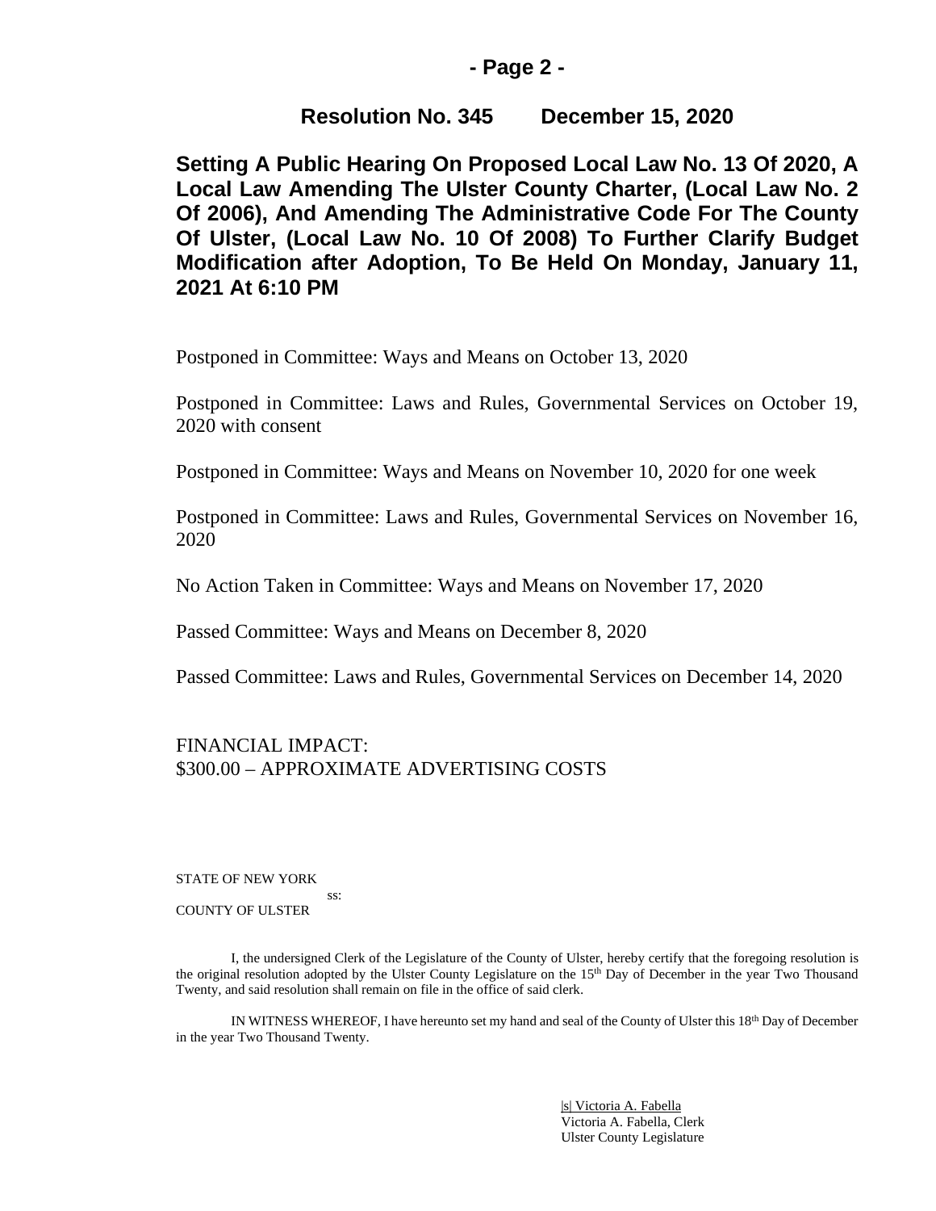**Resolution No. 345 December 15, 2020**

**Setting A Public Hearing On Proposed Local Law No. 13 Of 2020, A Local Law Amending The Ulster County Charter, (Local Law No. 2 Of 2006), And Amending The Administrative Code For The County Of Ulster, (Local Law No. 10 Of 2008) To Further Clarify Budget Modification after Adoption, To Be Held On Monday, January 11, 2021 At 6:10 PM**

Postponed in Committee: Ways and Means on October 13, 2020

Postponed in Committee: Laws and Rules, Governmental Services on October 19, 2020 with consent

Postponed in Committee: Ways and Means on November 10, 2020 for one week

Postponed in Committee: Laws and Rules, Governmental Services on November 16, 2020

No Action Taken in Committee: Ways and Means on November 17, 2020

Passed Committee: Ways and Means on December 8, 2020

Passed Committee: Laws and Rules, Governmental Services on December 14, 2020

FINANCIAL IMPACT:
$300.00 – APPROXIMATE ADVERTISING COSTS

STATE OF NEW YORK
ss:
COUNTY OF ULSTER

I, the undersigned Clerk of the Legislature of the County of Ulster, hereby certify that the foregoing resolution is the original resolution adopted by the Ulster County Legislature on the 15th Day of December in the year Two Thousand Twenty, and said resolution shall remain on file in the office of said clerk.

IN WITNESS WHEREOF, I have hereunto set my hand and seal of the County of Ulster this 18th Day of December in the year Two Thousand Twenty.

|s| Victoria A. Fabella
Victoria A. Fabella, Clerk
Ulster County Legislature